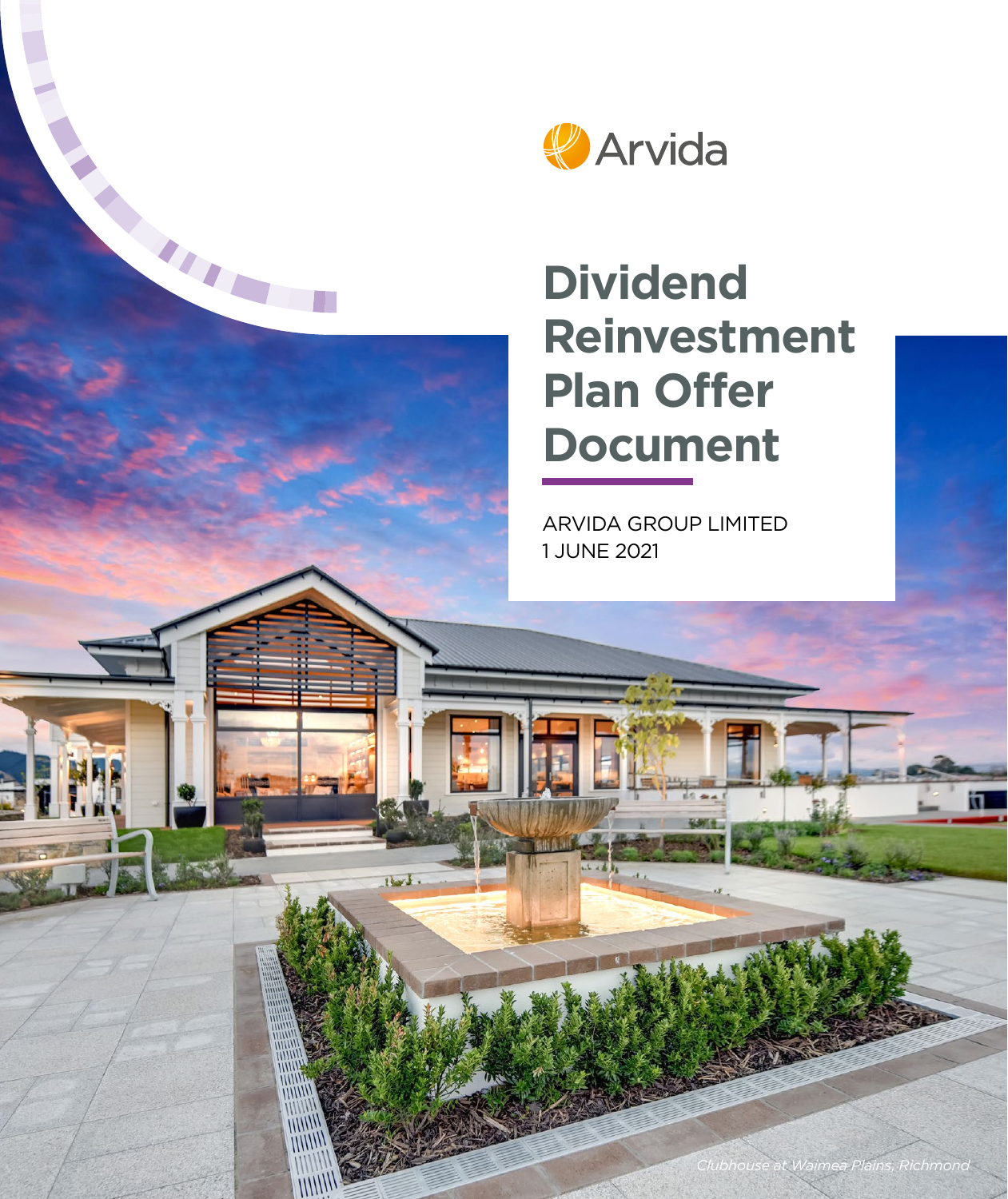Arvida

# Dividend Reinvestment Plan Offer Document

ARVIDA GROUP LIMITED
1 JUNE 2021

*Clubhouse at Waimea Plains, Richmond*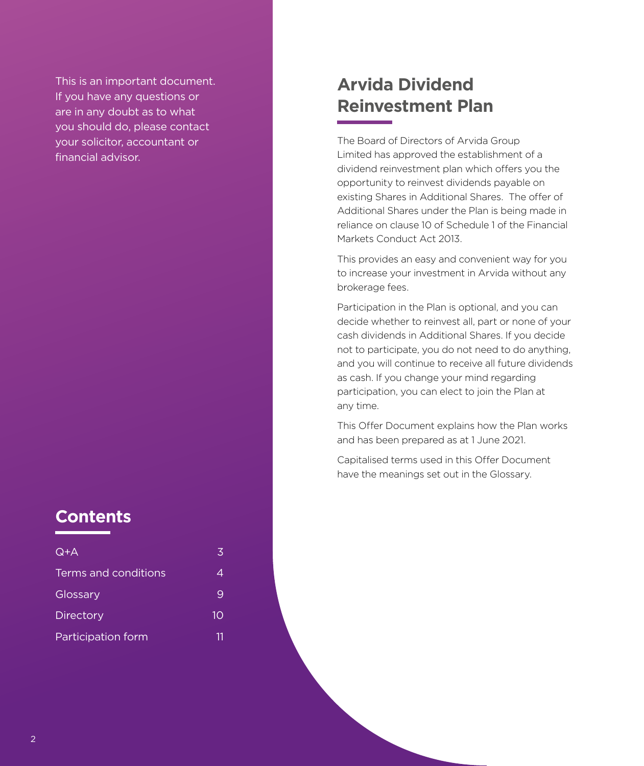This is an important document. If you have any questions or are in any doubt as to what you should do, please contact your solicitor, accountant or financial advisor.

## Contents

| | |
|---|---|
| Q+A | 3 |
| Terms and conditions | 4 |
| Glossary | 9 |
| Directory | 10 |
| Participation form | 11 |

# Arvida Dividend Reinvestment Plan

The Board of Directors of Arvida Group Limited has approved the establishment of a dividend reinvestment plan which offers you the opportunity to reinvest dividends payable on existing Shares in Additional Shares. The offer of Additional Shares under the Plan is being made in reliance on clause 10 of Schedule 1 of the Financial Markets Conduct Act 2013.

This provides an easy and convenient way for you to increase your investment in Arvida without any brokerage fees.

Participation in the Plan is optional, and you can decide whether to reinvest all, part or none of your cash dividends in Additional Shares. If you decide not to participate, you do not need to do anything, and you will continue to receive all future dividends as cash. If you change your mind regarding participation, you can elect to join the Plan at any time.

This Offer Document explains how the Plan works and has been prepared as at 1 June 2021.

Capitalised terms used in this Offer Document have the meanings set out in the Glossary.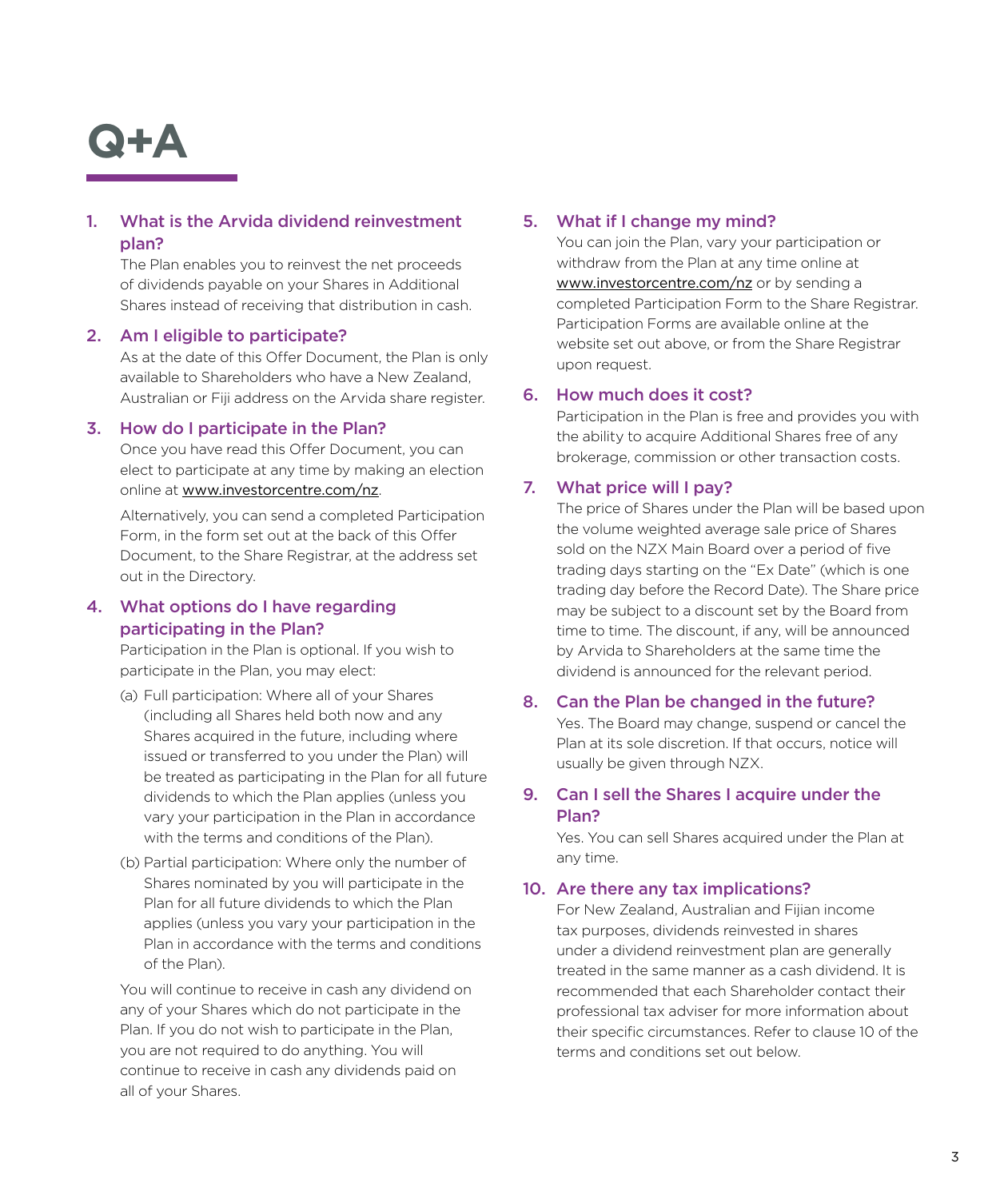# Q+A

### 1. What is the Arvida dividend reinvestment plan?

The Plan enables you to reinvest the net proceeds of dividends payable on your Shares in Additional Shares instead of receiving that distribution in cash.

### 2. Am I eligible to participate?

As at the date of this Offer Document, the Plan is only available to Shareholders who have a New Zealand, Australian or Fiji address on the Arvida share register.

### 3. How do I participate in the Plan?

Once you have read this Offer Document, you can elect to participate at any time by making an election online at www.investorcentre.com/nz.

Alternatively, you can send a completed Participation Form, in the form set out at the back of this Offer Document, to the Share Registrar, at the address set out in the Directory.

### 4. What options do I have regarding participating in the Plan?

Participation in the Plan is optional. If you wish to participate in the Plan, you may elect:

(a) Full participation: Where all of your Shares (including all Shares held both now and any Shares acquired in the future, including where issued or transferred to you under the Plan) will be treated as participating in the Plan for all future dividends to which the Plan applies (unless you vary your participation in the Plan in accordance with the terms and conditions of the Plan).

(b) Partial participation: Where only the number of Shares nominated by you will participate in the Plan for all future dividends to which the Plan applies (unless you vary your participation in the Plan in accordance with the terms and conditions of the Plan).

You will continue to receive in cash any dividend on any of your Shares which do not participate in the Plan. If you do not wish to participate in the Plan, you are not required to do anything. You will continue to receive in cash any dividends paid on all of your Shares.

### 5. What if I change my mind?

You can join the Plan, vary your participation or withdraw from the Plan at any time online at www.investorcentre.com/nz or by sending a completed Participation Form to the Share Registrar. Participation Forms are available online at the website set out above, or from the Share Registrar upon request.

### 6. How much does it cost?

Participation in the Plan is free and provides you with the ability to acquire Additional Shares free of any brokerage, commission or other transaction costs.

### 7. What price will I pay?

The price of Shares under the Plan will be based upon the volume weighted average sale price of Shares sold on the NZX Main Board over a period of five trading days starting on the "Ex Date" (which is one trading day before the Record Date). The Share price may be subject to a discount set by the Board from time to time. The discount, if any, will be announced by Arvida to Shareholders at the same time the dividend is announced for the relevant period.

### 8. Can the Plan be changed in the future?

Yes. The Board may change, suspend or cancel the Plan at its sole discretion. If that occurs, notice will usually be given through NZX.

### 9. Can I sell the Shares I acquire under the Plan?

Yes. You can sell Shares acquired under the Plan at any time.

### 10. Are there any tax implications?

For New Zealand, Australian and Fijian income tax purposes, dividends reinvested in shares under a dividend reinvestment plan are generally treated in the same manner as a cash dividend. It is recommended that each Shareholder contact their professional tax adviser for more information about their specific circumstances. Refer to clause 10 of the terms and conditions set out below.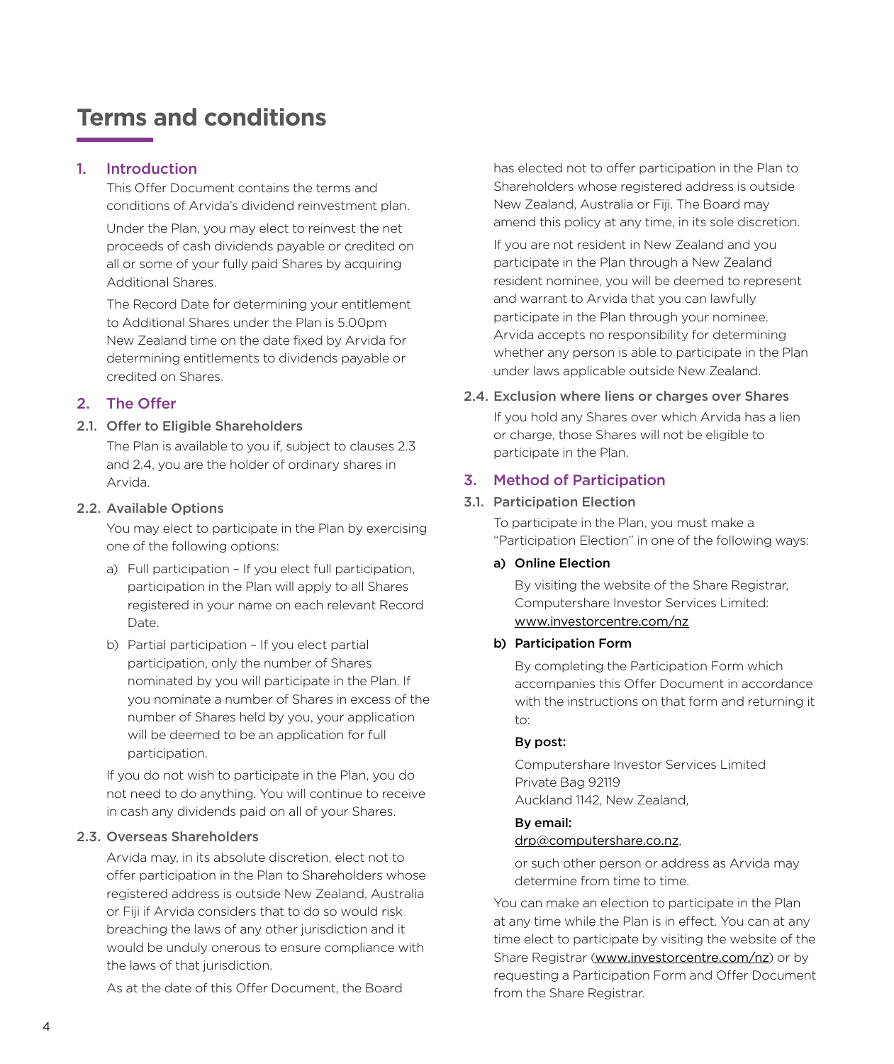# Terms and conditions

## 1. Introduction

This Offer Document contains the terms and conditions of Arvida's dividend reinvestment plan.

Under the Plan, you may elect to reinvest the net proceeds of cash dividends payable or credited on all or some of your fully paid Shares by acquiring Additional Shares.

The Record Date for determining your entitlement to Additional Shares under the Plan is 5.00pm New Zealand time on the date fixed by Arvida for determining entitlements to dividends payable or credited on Shares.

## 2. The Offer

### 2.1. Offer to Eligible Shareholders

The Plan is available to you if, subject to clauses 2.3 and 2.4, you are the holder of ordinary shares in Arvida.

### 2.2. Available Options

You may elect to participate in the Plan by exercising one of the following options:

a) Full participation – If you elect full participation, participation in the Plan will apply to all Shares registered in your name on each relevant Record Date.

b) Partial participation – If you elect partial participation, only the number of Shares nominated by you will participate in the Plan. If you nominate a number of Shares in excess of the number of Shares held by you, your application will be deemed to be an application for full participation.

If you do not wish to participate in the Plan, you do not need to do anything. You will continue to receive in cash any dividends paid on all of your Shares.

### 2.3. Overseas Shareholders

Arvida may, in its absolute discretion, elect not to offer participation in the Plan to Shareholders whose registered address is outside New Zealand, Australia or Fiji if Arvida considers that to do so would risk breaching the laws of any other jurisdiction and it would be unduly onerous to ensure compliance with the laws of that jurisdiction.

As at the date of this Offer Document, the Board has elected not to offer participation in the Plan to Shareholders whose registered address is outside New Zealand, Australia or Fiji. The Board may amend this policy at any time, in its sole discretion.

If you are not resident in New Zealand and you participate in the Plan through a New Zealand resident nominee, you will be deemed to represent and warrant to Arvida that you can lawfully participate in the Plan through your nominee. Arvida accepts no responsibility for determining whether any person is able to participate in the Plan under laws applicable outside New Zealand.

### 2.4. Exclusion where liens or charges over Shares

If you hold any Shares over which Arvida has a lien or charge, those Shares will not be eligible to participate in the Plan.

## 3. Method of Participation

### 3.1. Participation Election

To participate in the Plan, you must make a "Participation Election" in one of the following ways:

**a) Online Election**

By visiting the website of the Share Registrar, Computershare Investor Services Limited: www.investorcentre.com/nz

**b) Participation Form**

By completing the Participation Form which accompanies this Offer Document in accordance with the instructions on that form and returning it to:

**By post:**

Computershare Investor Services Limited
Private Bag 92119
Auckland 1142, New Zealand,

**By email:**
drp@computershare.co.nz,

or such other person or address as Arvida may determine from time to time.

You can make an election to participate in the Plan at any time while the Plan is in effect. You can at any time elect to participate by visiting the website of the Share Registrar (www.investorcentre.com/nz) or by requesting a Participation Form and Offer Document from the Share Registrar.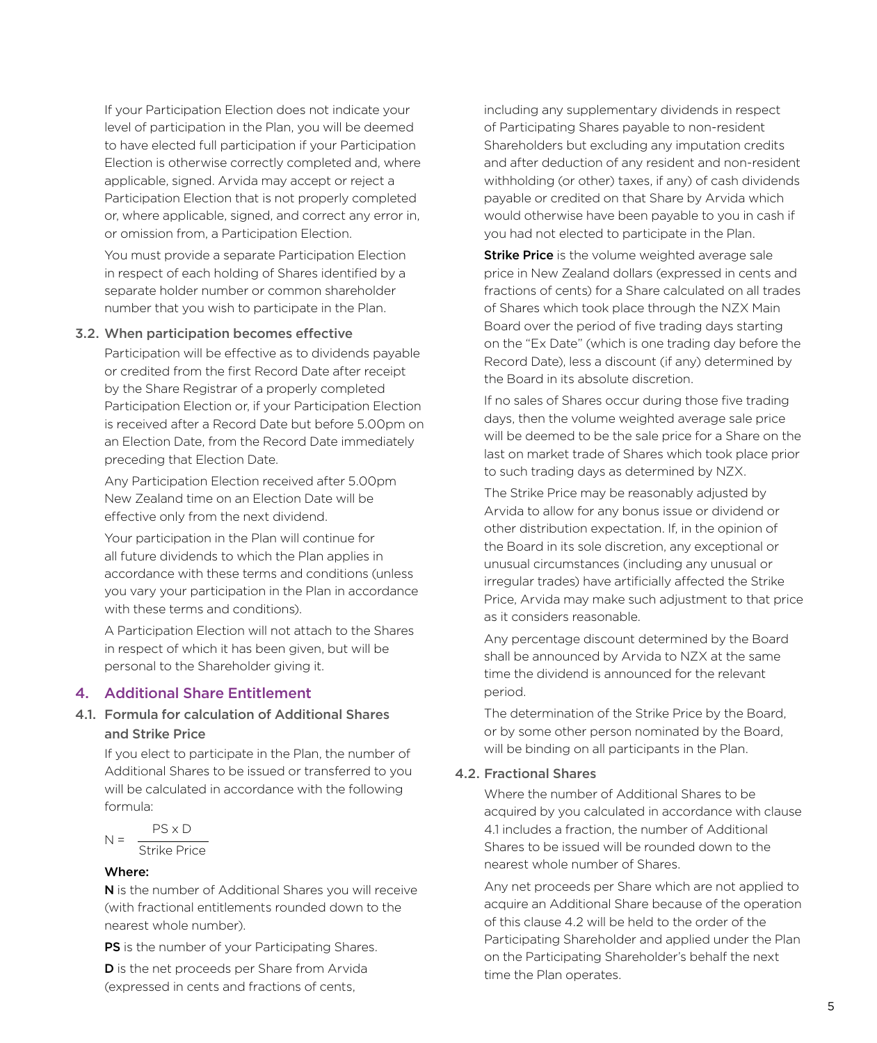If your Participation Election does not indicate your level of participation in the Plan, you will be deemed to have elected full participation if your Participation Election is otherwise correctly completed and, where applicable, signed. Arvida may accept or reject a Participation Election that is not properly completed or, where applicable, signed, and correct any error in, or omission from, a Participation Election.

You must provide a separate Participation Election in respect of each holding of Shares identified by a separate holder number or common shareholder number that you wish to participate in the Plan.

### 3.2. When participation becomes effective

Participation will be effective as to dividends payable or credited from the first Record Date after receipt by the Share Registrar of a properly completed Participation Election or, if your Participation Election is received after a Record Date but before 5.00pm on an Election Date, from the Record Date immediately preceding that Election Date.

Any Participation Election received after 5.00pm New Zealand time on an Election Date will be effective only from the next dividend.

Your participation in the Plan will continue for all future dividends to which the Plan applies in accordance with these terms and conditions (unless you vary your participation in the Plan in accordance with these terms and conditions).

A Participation Election will not attach to the Shares in respect of which it has been given, but will be personal to the Shareholder giving it.

## 4. Additional Share Entitlement

### 4.1. Formula for calculation of Additional Shares and Strike Price

If you elect to participate in the Plan, the number of Additional Shares to be issued or transferred to you will be calculated in accordance with the following formula:

$$N = \frac{PS \times D}{\text{Strike Price}}$$

**Where:**

**N** is the number of Additional Shares you will receive (with fractional entitlements rounded down to the nearest whole number).

**PS** is the number of your Participating Shares.

**D** is the net proceeds per Share from Arvida (expressed in cents and fractions of cents, including any supplementary dividends in respect of Participating Shares payable to non-resident Shareholders but excluding any imputation credits and after deduction of any resident and non-resident withholding (or other) taxes, if any) of cash dividends payable or credited on that Share by Arvida which would otherwise have been payable to you in cash if you had not elected to participate in the Plan.

**Strike Price** is the volume weighted average sale price in New Zealand dollars (expressed in cents and fractions of cents) for a Share calculated on all trades of Shares which took place through the NZX Main Board over the period of five trading days starting on the "Ex Date" (which is one trading day before the Record Date), less a discount (if any) determined by the Board in its absolute discretion.

If no sales of Shares occur during those five trading days, then the volume weighted average sale price will be deemed to be the sale price for a Share on the last on market trade of Shares which took place prior to such trading days as determined by NZX.

The Strike Price may be reasonably adjusted by Arvida to allow for any bonus issue or dividend or other distribution expectation. If, in the opinion of the Board in its sole discretion, any exceptional or unusual circumstances (including any unusual or irregular trades) have artificially affected the Strike Price, Arvida may make such adjustment to that price as it considers reasonable.

Any percentage discount determined by the Board shall be announced by Arvida to NZX at the same time the dividend is announced for the relevant period.

The determination of the Strike Price by the Board, or by some other person nominated by the Board, will be binding on all participants in the Plan.

### 4.2. Fractional Shares

Where the number of Additional Shares to be acquired by you calculated in accordance with clause 4.1 includes a fraction, the number of Additional Shares to be issued will be rounded down to the nearest whole number of Shares.

Any net proceeds per Share which are not applied to acquire an Additional Share because of the operation of this clause 4.2 will be held to the order of the Participating Shareholder and applied under the Plan on the Participating Shareholder's behalf the next time the Plan operates.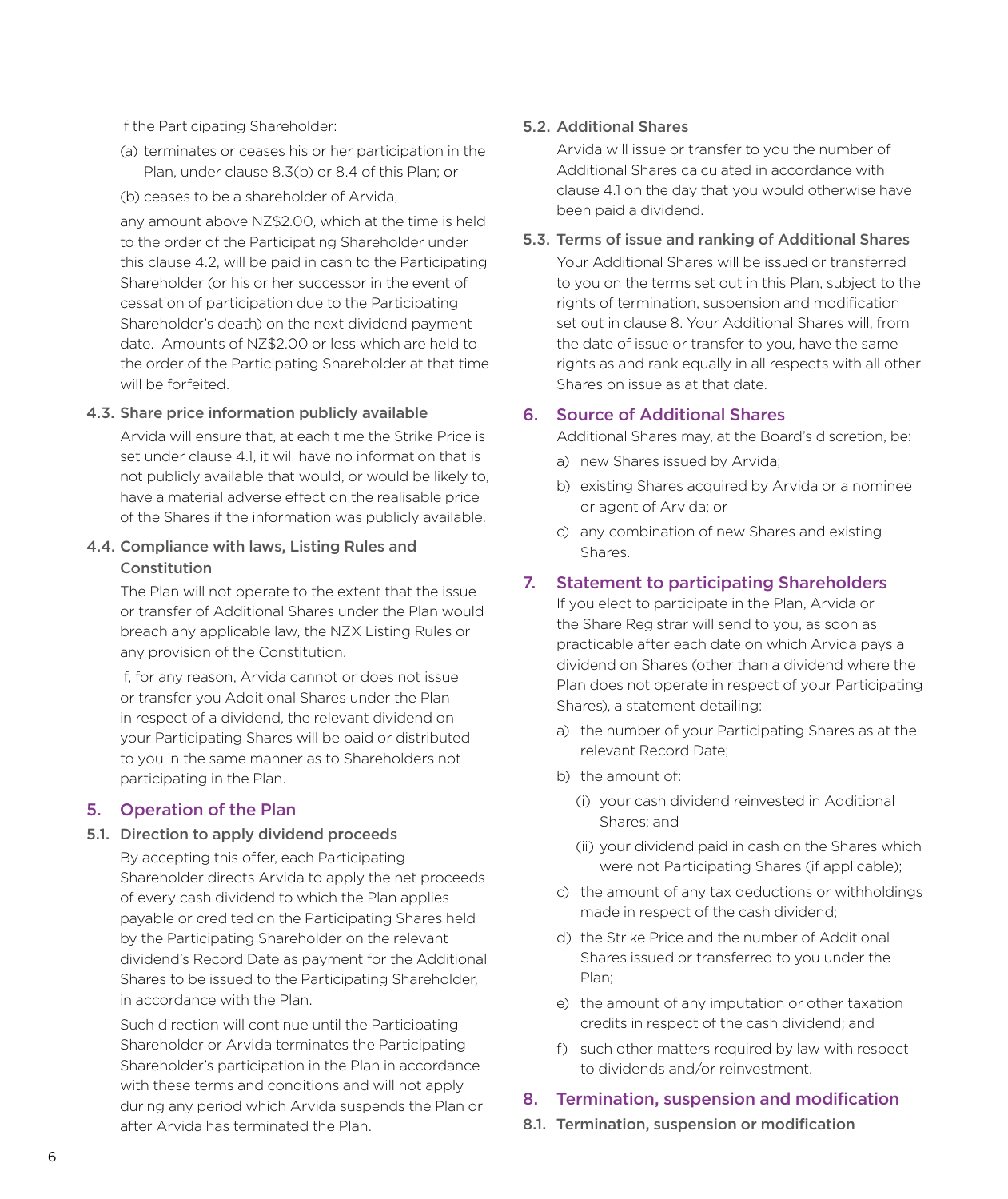If the Participating Shareholder:

(a) terminates or ceases his or her participation in the Plan, under clause 8.3(b) or 8.4 of this Plan; or

(b) ceases to be a shareholder of Arvida,

any amount above NZ$2.00, which at the time is held to the order of the Participating Shareholder under this clause 4.2, will be paid in cash to the Participating Shareholder (or his or her successor in the event of cessation of participation due to the Participating Shareholder's death) on the next dividend payment date. Amounts of NZ$2.00 or less which are held to the order of the Participating Shareholder at that time will be forfeited.

### 4.3. Share price information publicly available

Arvida will ensure that, at each time the Strike Price is set under clause 4.1, it will have no information that is not publicly available that would, or would be likely to, have a material adverse effect on the realisable price of the Shares if the information was publicly available.

### 4.4. Compliance with laws, Listing Rules and Constitution

The Plan will not operate to the extent that the issue or transfer of Additional Shares under the Plan would breach any applicable law, the NZX Listing Rules or any provision of the Constitution.

If, for any reason, Arvida cannot or does not issue or transfer you Additional Shares under the Plan in respect of a dividend, the relevant dividend on your Participating Shares will be paid or distributed to you in the same manner as to Shareholders not participating in the Plan.

## 5. Operation of the Plan

### 5.1. Direction to apply dividend proceeds

By accepting this offer, each Participating Shareholder directs Arvida to apply the net proceeds of every cash dividend to which the Plan applies payable or credited on the Participating Shares held by the Participating Shareholder on the relevant dividend's Record Date as payment for the Additional Shares to be issued to the Participating Shareholder, in accordance with the Plan.

Such direction will continue until the Participating Shareholder or Arvida terminates the Participating Shareholder's participation in the Plan in accordance with these terms and conditions and will not apply during any period which Arvida suspends the Plan or after Arvida has terminated the Plan.

### 5.2. Additional Shares

Arvida will issue or transfer to you the number of Additional Shares calculated in accordance with clause 4.1 on the day that you would otherwise have been paid a dividend.

### 5.3. Terms of issue and ranking of Additional Shares

Your Additional Shares will be issued or transferred to you on the terms set out in this Plan, subject to the rights of termination, suspension and modification set out in clause 8. Your Additional Shares will, from the date of issue or transfer to you, have the same rights as and rank equally in all respects with all other Shares on issue as at that date.

## 6. Source of Additional Shares

Additional Shares may, at the Board's discretion, be:

a) new Shares issued by Arvida;

b) existing Shares acquired by Arvida or a nominee or agent of Arvida; or

c) any combination of new Shares and existing Shares.

## 7. Statement to participating Shareholders

If you elect to participate in the Plan, Arvida or the Share Registrar will send to you, as soon as practicable after each date on which Arvida pays a dividend on Shares (other than a dividend where the Plan does not operate in respect of your Participating Shares), a statement detailing:

a) the number of your Participating Shares as at the relevant Record Date;

b) the amount of:

   (i) your cash dividend reinvested in Additional Shares; and

   (ii) your dividend paid in cash on the Shares which were not Participating Shares (if applicable);

c) the amount of any tax deductions or withholdings made in respect of the cash dividend;

d) the Strike Price and the number of Additional Shares issued or transferred to you under the Plan;

e) the amount of any imputation or other taxation credits in respect of the cash dividend; and

f) such other matters required by law with respect to dividends and/or reinvestment.

## 8. Termination, suspension and modification

### 8.1. Termination, suspension or modification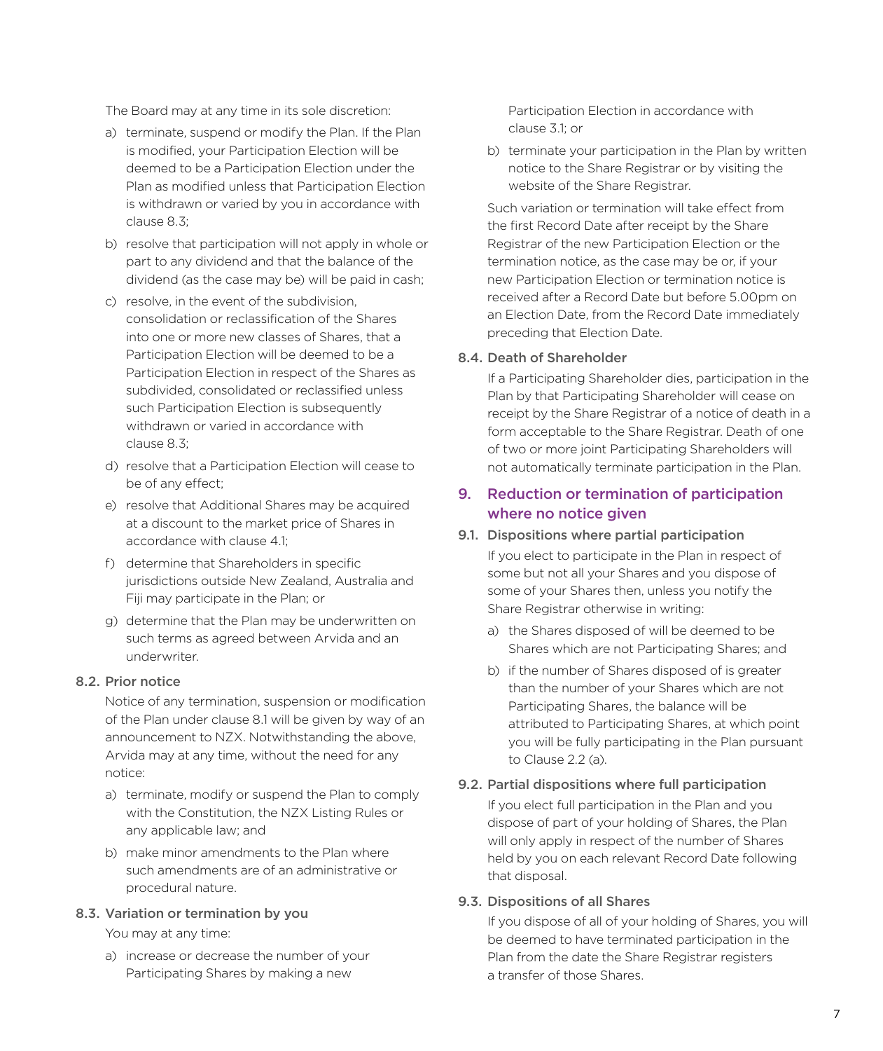The Board may at any time in its sole discretion:

a) terminate, suspend or modify the Plan. If the Plan is modified, your Participation Election will be deemed to be a Participation Election under the Plan as modified unless that Participation Election is withdrawn or varied by you in accordance with clause 8.3;

b) resolve that participation will not apply in whole or part to any dividend and that the balance of the dividend (as the case may be) will be paid in cash;

c) resolve, in the event of the subdivision, consolidation or reclassification of the Shares into one or more new classes of Shares, that a Participation Election will be deemed to be a Participation Election in respect of the Shares as subdivided, consolidated or reclassified unless such Participation Election is subsequently withdrawn or varied in accordance with clause 8.3;

d) resolve that a Participation Election will cease to be of any effect;

e) resolve that Additional Shares may be acquired at a discount to the market price of Shares in accordance with clause 4.1;

f) determine that Shareholders in specific jurisdictions outside New Zealand, Australia and Fiji may participate in the Plan; or

g) determine that the Plan may be underwritten on such terms as agreed between Arvida and an underwriter.

### 8.2. Prior notice

Notice of any termination, suspension or modification of the Plan under clause 8.1 will be given by way of an announcement to NZX. Notwithstanding the above, Arvida may at any time, without the need for any notice:

a) terminate, modify or suspend the Plan to comply with the Constitution, the NZX Listing Rules or any applicable law; and

b) make minor amendments to the Plan where such amendments are of an administrative or procedural nature.

### 8.3. Variation or termination by you

You may at any time:

a) increase or decrease the number of your Participating Shares by making a new Participation Election in accordance with clause 3.1; or

b) terminate your participation in the Plan by written notice to the Share Registrar or by visiting the website of the Share Registrar.

Such variation or termination will take effect from the first Record Date after receipt by the Share Registrar of the new Participation Election or the termination notice, as the case may be or, if your new Participation Election or termination notice is received after a Record Date but before 5.00pm on an Election Date, from the Record Date immediately preceding that Election Date.

### 8.4. Death of Shareholder

If a Participating Shareholder dies, participation in the Plan by that Participating Shareholder will cease on receipt by the Share Registrar of a notice of death in a form acceptable to the Share Registrar. Death of one of two or more joint Participating Shareholders will not automatically terminate participation in the Plan.

## 9. Reduction or termination of participation where no notice given

### 9.1. Dispositions where partial participation

If you elect to participate in the Plan in respect of some but not all your Shares and you dispose of some of your Shares then, unless you notify the Share Registrar otherwise in writing:

a) the Shares disposed of will be deemed to be Shares which are not Participating Shares; and

b) if the number of Shares disposed of is greater than the number of your Shares which are not Participating Shares, the balance will be attributed to Participating Shares, at which point you will be fully participating in the Plan pursuant to Clause 2.2 (a).

### 9.2. Partial dispositions where full participation

If you elect full participation in the Plan and you dispose of part of your holding of Shares, the Plan will only apply in respect of the number of Shares held by you on each relevant Record Date following that disposal.

### 9.3. Dispositions of all Shares

If you dispose of all of your holding of Shares, you will be deemed to have terminated participation in the Plan from the date the Share Registrar registers a transfer of those Shares.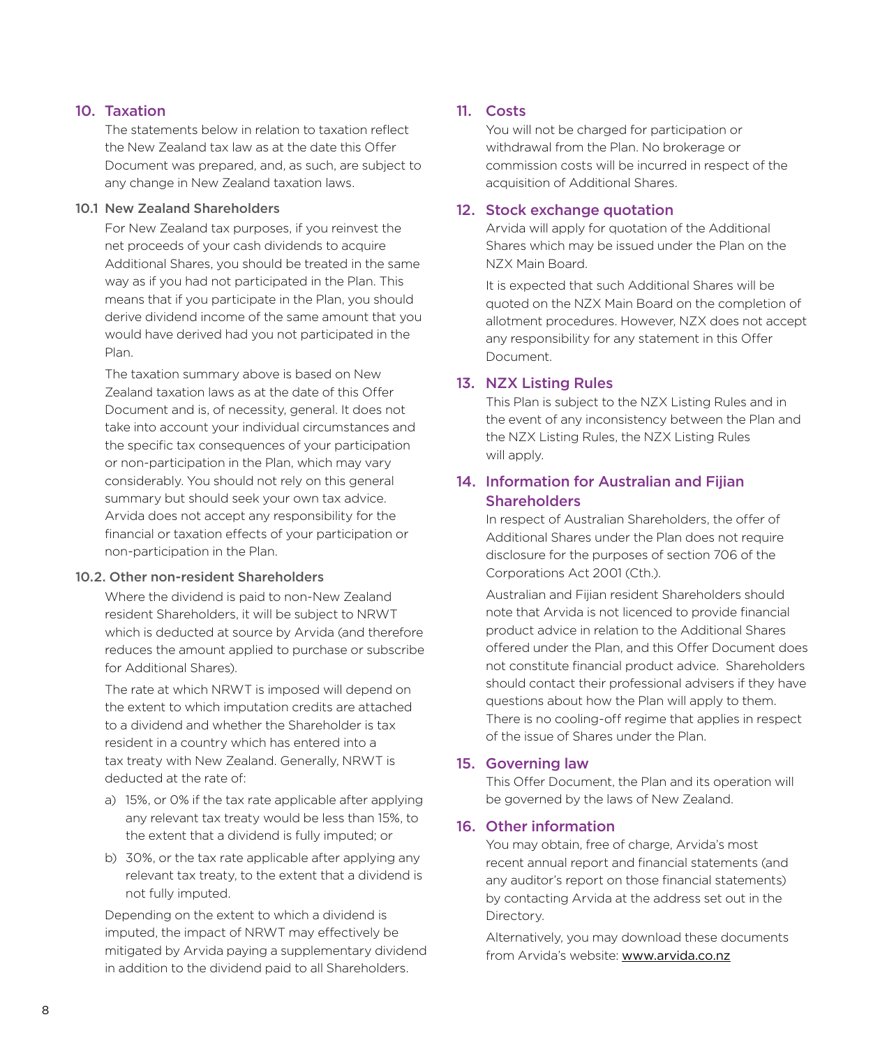## 10. Taxation

The statements below in relation to taxation reflect the New Zealand tax law as at the date this Offer Document was prepared, and, as such, are subject to any change in New Zealand taxation laws.

### 10.1 New Zealand Shareholders

For New Zealand tax purposes, if you reinvest the net proceeds of your cash dividends to acquire Additional Shares, you should be treated in the same way as if you had not participated in the Plan. This means that if you participate in the Plan, you should derive dividend income of the same amount that you would have derived had you not participated in the Plan.

The taxation summary above is based on New Zealand taxation laws as at the date of this Offer Document and is, of necessity, general. It does not take into account your individual circumstances and the specific tax consequences of your participation or non-participation in the Plan, which may vary considerably. You should not rely on this general summary but should seek your own tax advice. Arvida does not accept any responsibility for the financial or taxation effects of your participation or non-participation in the Plan.

### 10.2. Other non-resident Shareholders

Where the dividend is paid to non-New Zealand resident Shareholders, it will be subject to NRWT which is deducted at source by Arvida (and therefore reduces the amount applied to purchase or subscribe for Additional Shares).

The rate at which NRWT is imposed will depend on the extent to which imputation credits are attached to a dividend and whether the Shareholder is tax resident in a country which has entered into a tax treaty with New Zealand. Generally, NRWT is deducted at the rate of:

a) 15%, or 0% if the tax rate applicable after applying any relevant tax treaty would be less than 15%, to the extent that a dividend is fully imputed; or

b) 30%, or the tax rate applicable after applying any relevant tax treaty, to the extent that a dividend is not fully imputed.

Depending on the extent to which a dividend is imputed, the impact of NRWT may effectively be mitigated by Arvida paying a supplementary dividend in addition to the dividend paid to all Shareholders.

## 11. Costs

You will not be charged for participation or withdrawal from the Plan. No brokerage or commission costs will be incurred in respect of the acquisition of Additional Shares.

## 12. Stock exchange quotation

Arvida will apply for quotation of the Additional Shares which may be issued under the Plan on the NZX Main Board.

It is expected that such Additional Shares will be quoted on the NZX Main Board on the completion of allotment procedures. However, NZX does not accept any responsibility for any statement in this Offer Document.

## 13. NZX Listing Rules

This Plan is subject to the NZX Listing Rules and in the event of any inconsistency between the Plan and the NZX Listing Rules, the NZX Listing Rules will apply.

## 14. Information for Australian and Fijian Shareholders

In respect of Australian Shareholders, the offer of Additional Shares under the Plan does not require disclosure for the purposes of section 706 of the Corporations Act 2001 (Cth.).

Australian and Fijian resident Shareholders should note that Arvida is not licenced to provide financial product advice in relation to the Additional Shares offered under the Plan, and this Offer Document does not constitute financial product advice. Shareholders should contact their professional advisers if they have questions about how the Plan will apply to them. There is no cooling-off regime that applies in respect of the issue of Shares under the Plan.

## 15. Governing law

This Offer Document, the Plan and its operation will be governed by the laws of New Zealand.

## 16. Other information

You may obtain, free of charge, Arvida's most recent annual report and financial statements (and any auditor's report on those financial statements) by contacting Arvida at the address set out in the Directory.

Alternatively, you may download these documents from Arvida's website: www.arvida.co.nz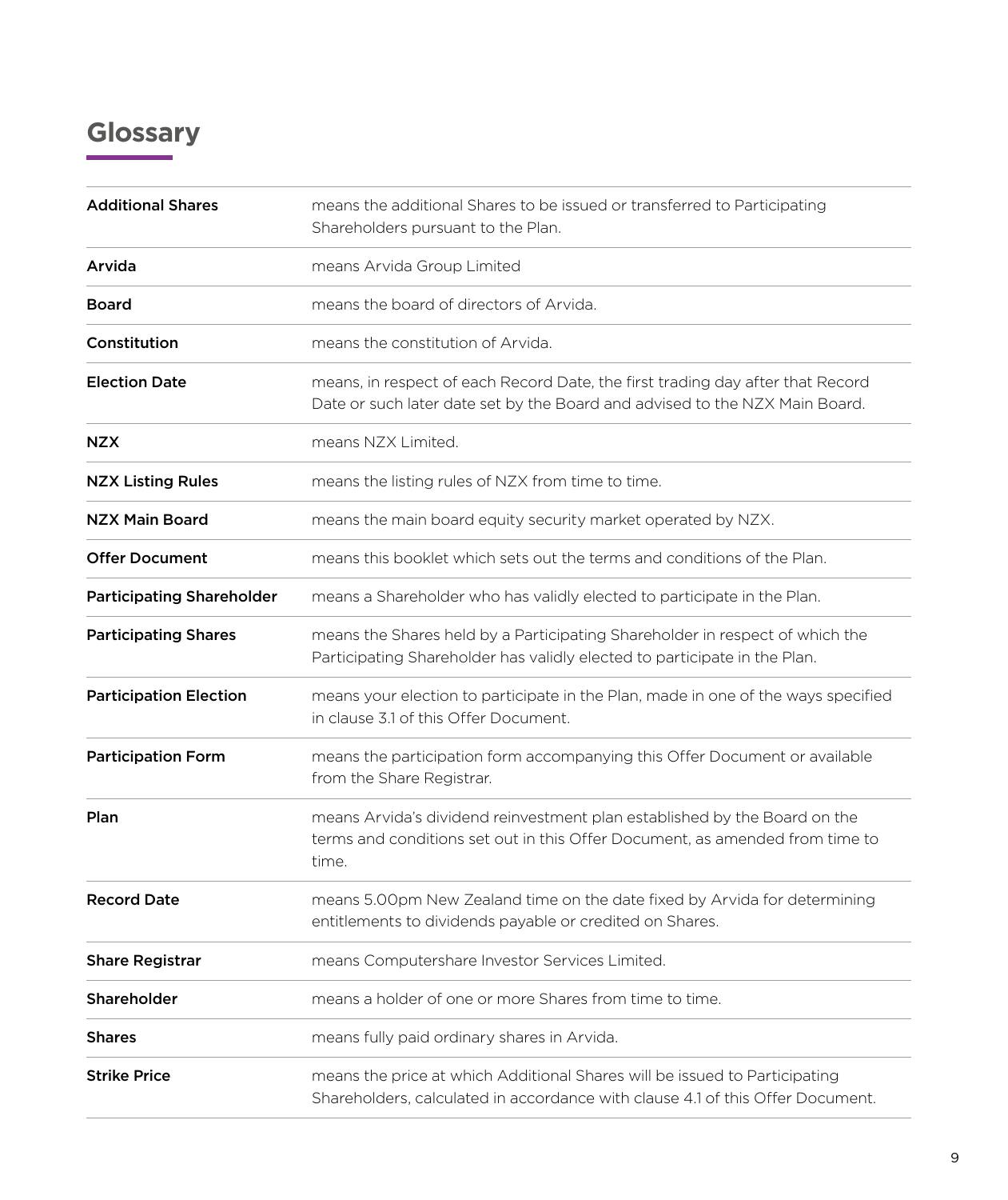# Glossary

| | |
|---|---|
| **Additional Shares** | means the additional Shares to be issued or transferred to Participating Shareholders pursuant to the Plan. |
| **Arvida** | means Arvida Group Limited |
| **Board** | means the board of directors of Arvida. |
| **Constitution** | means the constitution of Arvida. |
| **Election Date** | means, in respect of each Record Date, the first trading day after that Record Date or such later date set by the Board and advised to the NZX Main Board. |
| **NZX** | means NZX Limited. |
| **NZX Listing Rules** | means the listing rules of NZX from time to time. |
| **NZX Main Board** | means the main board equity security market operated by NZX. |
| **Offer Document** | means this booklet which sets out the terms and conditions of the Plan. |
| **Participating Shareholder** | means a Shareholder who has validly elected to participate in the Plan. |
| **Participating Shares** | means the Shares held by a Participating Shareholder in respect of which the Participating Shareholder has validly elected to participate in the Plan. |
| **Participation Election** | means your election to participate in the Plan, made in one of the ways specified in clause 3.1 of this Offer Document. |
| **Participation Form** | means the participation form accompanying this Offer Document or available from the Share Registrar. |
| **Plan** | means Arvida's dividend reinvestment plan established by the Board on the terms and conditions set out in this Offer Document, as amended from time to time. |
| **Record Date** | means 5.00pm New Zealand time on the date fixed by Arvida for determining entitlements to dividends payable or credited on Shares. |
| **Share Registrar** | means Computershare Investor Services Limited. |
| **Shareholder** | means a holder of one or more Shares from time to time. |
| **Shares** | means fully paid ordinary shares in Arvida. |
| **Strike Price** | means the price at which Additional Shares will be issued to Participating Shareholders, calculated in accordance with clause 4.1 of this Offer Document. |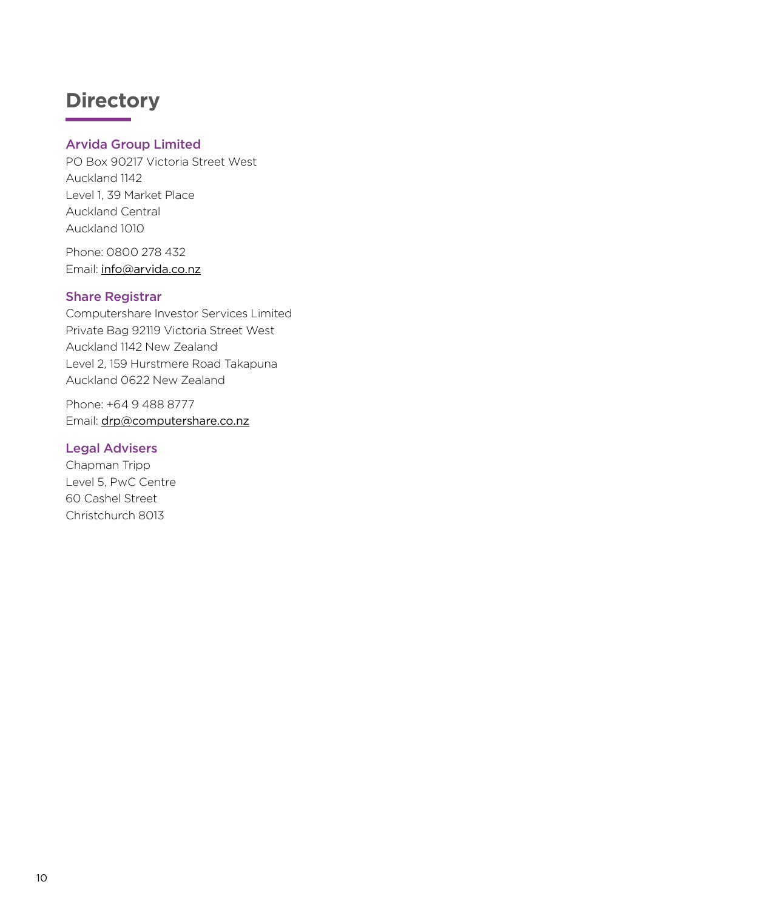# Directory

## Arvida Group Limited

PO Box 90217 Victoria Street West
Auckland 1142
Level 1, 39 Market Place
Auckland Central
Auckland 1010

Phone: 0800 278 432
Email: info@arvida.co.nz

## Share Registrar

Computershare Investor Services Limited
Private Bag 92119 Victoria Street West
Auckland 1142 New Zealand
Level 2, 159 Hurstmere Road Takapuna
Auckland 0622 New Zealand

Phone: +64 9 488 8777
Email: drp@computershare.co.nz

## Legal Advisers

Chapman Tripp
Level 5, PwC Centre
60 Cashel Street
Christchurch 8013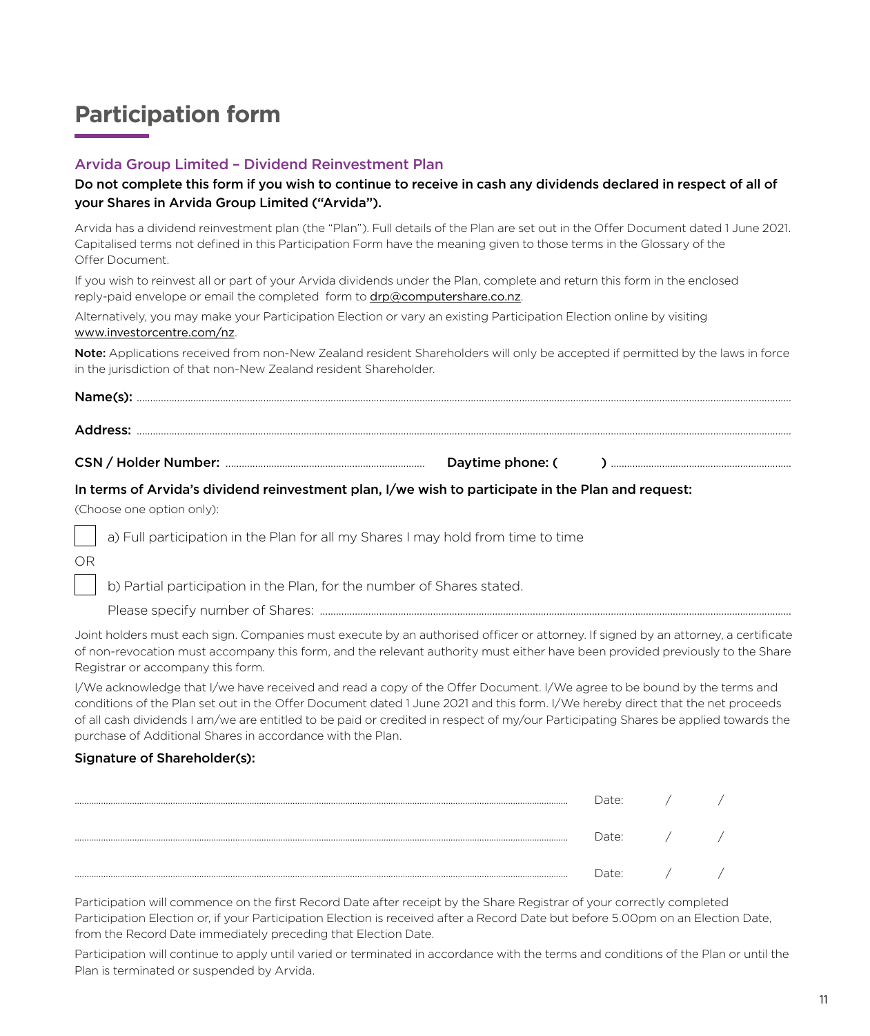# Participation form

## Arvida Group Limited – Dividend Reinvestment Plan

**Do not complete this form if you wish to continue to receive in cash any dividends declared in respect of all of your Shares in Arvida Group Limited ("Arvida").**

Arvida has a dividend reinvestment plan (the "Plan"). Full details of the Plan are set out in the Offer Document dated 1 June 2021. Capitalised terms not defined in this Participation Form have the meaning given to those terms in the Glossary of the Offer Document.

If you wish to reinvest all or part of your Arvida dividends under the Plan, complete and return this form in the enclosed reply-paid envelope or email the completed form to drp@computershare.co.nz.

Alternatively, you may make your Participation Election or vary an existing Participation Election online by visiting www.investorcentre.com/nz.

**Note:** Applications received from non-New Zealand resident Shareholders will only be accepted if permitted by the laws in force in the jurisdiction of that non-New Zealand resident Shareholder.

**Name(s):** ..........................................................................................................

**Address:** ..........................................................................................................

**CSN / Holder Number:** .............................................. **Daytime phone: (        )** ..............................................

**In terms of Arvida's dividend reinvestment plan, I/we wish to participate in the Plan and request:**

(Choose one option only):

☐ a) Full participation in the Plan for all my Shares I may hold from time to time

OR

☐ b) Partial participation in the Plan, for the number of Shares stated.

Please specify number of Shares: ..........................................................................................................

Joint holders must each sign. Companies must execute by an authorised officer or attorney. If signed by an attorney, a certificate of non-revocation must accompany this form, and the relevant authority must either have been provided previously to the Share Registrar or accompany this form.

I/We acknowledge that I/we have received and read a copy of the Offer Document. I/We agree to be bound by the terms and conditions of the Plan set out in the Offer Document dated 1 June 2021 and this form. I/We hereby direct that the net proceeds of all cash dividends I am/we are entitled to be paid or credited in respect of my/our Participating Shares be applied towards the purchase of Additional Shares in accordance with the Plan.

**Signature of Shareholder(s):**

.......................................................................................................... Date:     /     /

.......................................................................................................... Date:     /     /

.......................................................................................................... Date:     /     /

Participation will commence on the first Record Date after receipt by the Share Registrar of your correctly completed Participation Election or, if your Participation Election is received after a Record Date but before 5.00pm on an Election Date, from the Record Date immediately preceding that Election Date.

Participation will continue to apply until varied or terminated in accordance with the terms and conditions of the Plan or until the Plan is terminated or suspended by Arvida.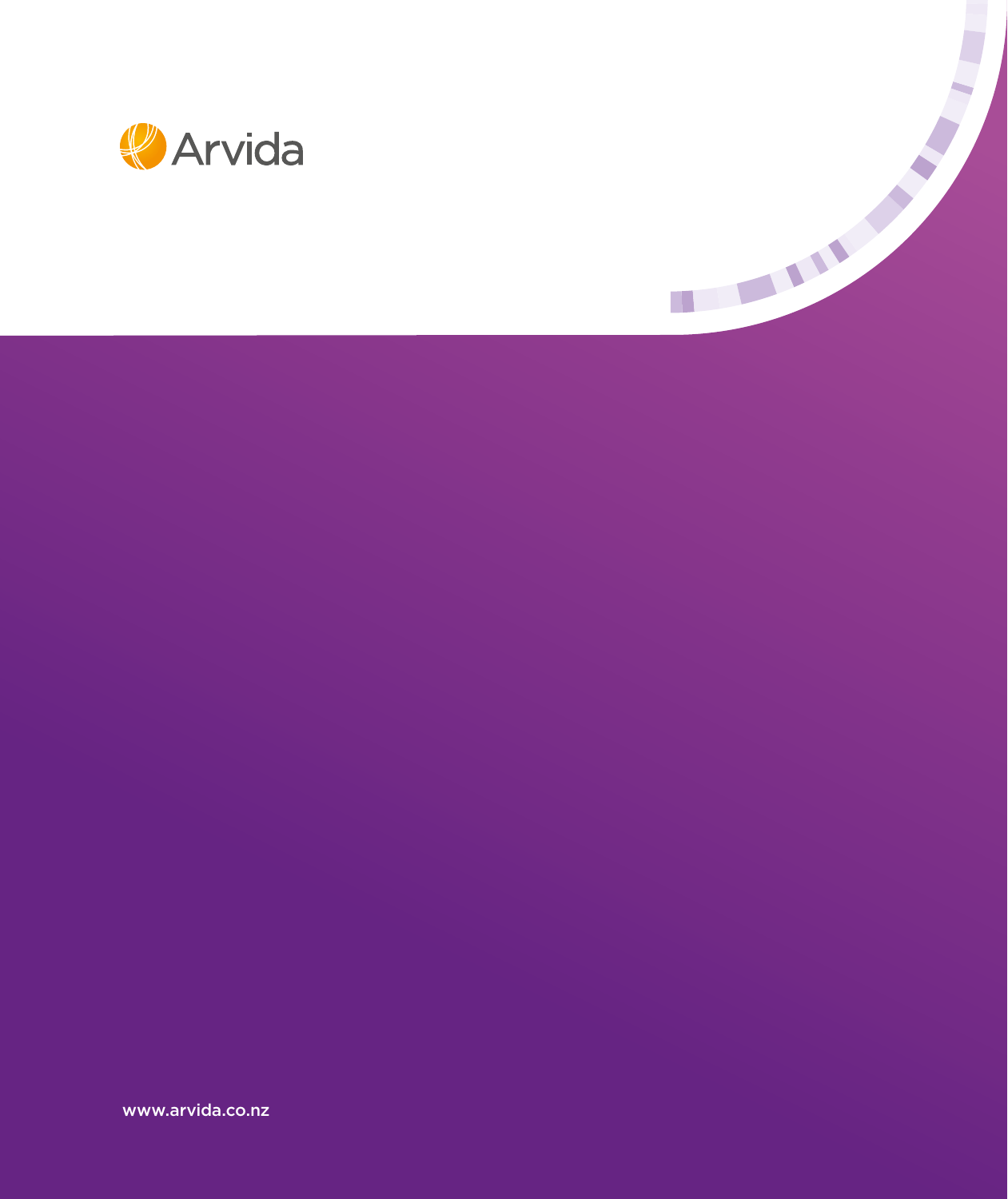Arvida

www.arvida.co.nz